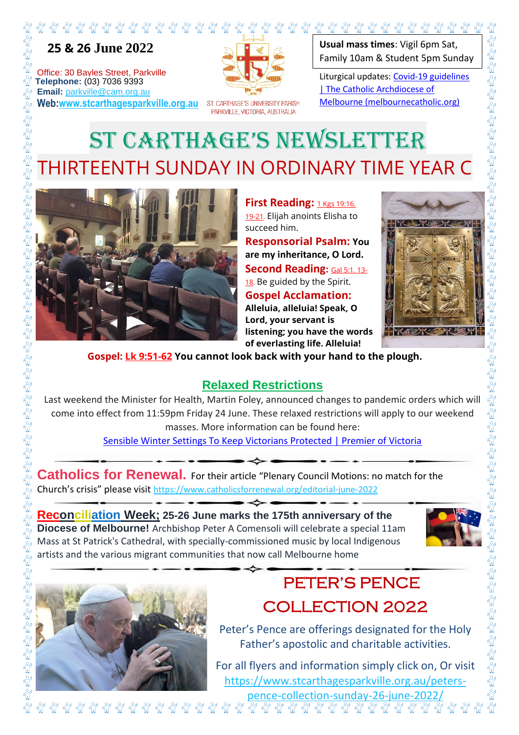**25 & 26 June 2022**

Office: 30 Bayles Street, Parkville
**Telephone:** (03) 7036 9393
**Email:** parkville@cam.org.au
**Web:** www.stcarthagesparkville.org.au

ST. CARTHAGE'S UNIVERSITY PARISH
PARKVILLE, VICTORIA, AUSTRALIA

**Usual mass times**: Vigil 6pm Sat, Family 10am & Student 5pm Sunday

Liturgical updates: Covid-19 guidelines | The Catholic Archdiocese of Melbourne (melbournecatholic.org)

# ST CARTHAGE'S NEWSLETTER

## THIRTEENTH SUNDAY IN ORDINARY TIME YEAR C

**First Reading:** 1 Kgs 19:16. 19-21. Elijah anoints Elisha to succeed him.

**Responsorial Psalm: You are my inheritance, O Lord.**

**Second Reading:** Gal 5:1. 13-18. Be guided by the Spirit.

**Gospel Acclamation:**
**Alleluia, alleluia! Speak, O Lord, your servant is listening; you have the words of everlasting life. Alleluia!**

**Gospel: Lk 9:51-62 You cannot look back with your hand to the plough.**

## Relaxed Restrictions

Last weekend the Minister for Health, Martin Foley, announced changes to pandemic orders which will come into effect from 11:59pm Friday 24 June. These relaxed restrictions will apply to our weekend masses. More information can be found here:

Sensible Winter Settings To Keep Victorians Protected | Premier of Victoria

**Catholics for Renewal.** For their article "Plenary Council Motions: no match for the Church's crisis" please visit https://www.catholicsforrenewal.org/editorial-june-2022

**Reconciliation Week; 25-26 June marks the 175th anniversary of the Diocese of Melbourne!** Archbishop Peter A Comensoli will celebrate a special 11am Mass at St Patrick's Cathedral, with specially-commissioned music by local Indigenous artists and the various migrant communities that now call Melbourne home

## PETER'S PENCE COLLECTION 2022

Peter's Pence are offerings designated for the Holy Father's apostolic and charitable activities.

For all flyers and information simply click on, Or visit https://www.stcarthagesparkville.org.au/peters-pence-collection-sunday-26-june-2022/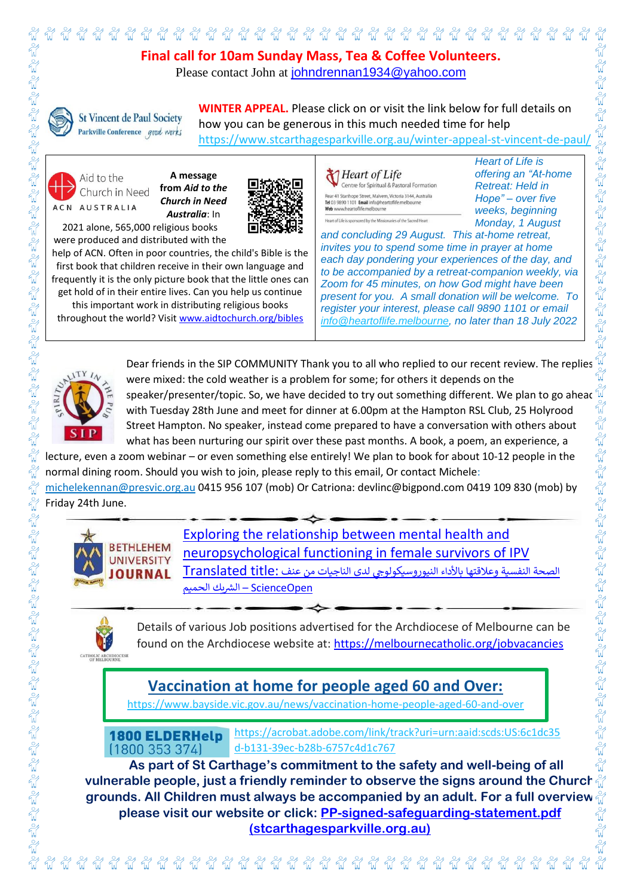**Final call for 10am Sunday Mass, Tea & Coffee Volunteers.**

Please contact John at johndrennan1934@yahoo.com

St Vincent de Paul Society
Parkville Conference *good works*

**WINTER APPEAL.** Please click on or visit the link below for full details on how you can be generous in this much needed time for help
https://www.stcarthagesparkville.org.au/winter-appeal-st-vincent-de-paul/

Aid to the Church in Need
ACN AUSTRALIA

**A message from *Aid to the Church in Need Australia*:** In 2021 alone, 565,000 religious books were produced and distributed with the help of ACN. Often in poor countries, the child's Bible is the first book that children receive in their own language and frequently it is the only picture book that the little ones can get hold of in their entire lives. Can you help us continue this important work in distributing religious books throughout the world? Visit www.aidtochurch.org/bibles

Heart of Life
Centre for Spiritual & Pastoral Formation
Rear 41 Stanhope Street, Malvern, Victoria 3144, Australia
Tel 03 9890 1101 Email info@heartoflife.melbourne
Web www.heartoflife.melbourne
Heart of Life is sponsored by the Missionaries of the Sacred Heart

*Heart of Life is offering an "At-home Retreat: Held in Hope" – over five weeks, beginning Monday, 1 August and concluding 29 August. This at-home retreat, invites you to spend some time in prayer at home each day pondering your experiences of the day, and to be accompanied by a retreat-companion weekly, via Zoom for 45 minutes, on how God might have been present for you. A small donation will be welcome. To register your interest, please call 9890 1101 or email info@heartoflife.melbourne, no later than 18 July 2022*

SPIRITUALITY IN THE PUB
SIP

Dear friends in the SIP COMMUNITY Thank you to all who replied to our recent review. The replies were mixed: the cold weather is a problem for some; for others it depends on the speaker/presenter/topic. So, we have decided to try out something different. We plan to go ahead with Tuesday 28th June and meet for dinner at 6.00pm at the Hampton RSL Club, 25 Holyrood Street Hampton. No speaker, instead come prepared to have a conversation with others about what has been nurturing our spirit over these past months. A book, a poem, an experience, a lecture, even a zoom webinar – or even something else entirely! We plan to book for about 10-12 people in the normal dining room. Should you wish to join, please reply to this email, Or contact Michele: michelekennan@presvic.org.au 0415 956 107 (mob) Or Catriona: devlinc@bigpond.com 0419 109 830 (mob) by Friday 24th June.

BETHLEHEM UNIVERSITY JOURNAL

Exploring the relationship between mental health and neuropsychological functioning in female survivors of IPV
Translated title: الصحة النفسية وعلاقتها بالأداء النيوروسيكولوجي لدى الناجيات من عنف الشريك الحميم – ScienceOpen

CATHOLIC ARCHDIOCESE OF MELBOURNE

Details of various Job positions advertised for the Archdiocese of Melbourne can be found on the Archdiocese website at: https://melbournecatholic.org/jobvacancies

## Vaccination at home for people aged 60 and Over:

https://www.bayside.vic.gov.au/news/vaccination-home-people-aged-60-and-over

**1800 ELDERHelp** (1800 353 374) https://acrobat.adobe.com/link/track?uri=urn:aaid:scds:US:6c1dc35d-b131-39ec-b28b-6757c4d1c767

**As part of St Carthage's commitment to the safety and well-being of all vulnerable people, just a friendly reminder to observe the signs around the Church grounds. All Children must always be accompanied by an adult. For a full overview please visit our website or click: PP-signed-safeguarding-statement.pdf (stcarthagesparkville.org.au)**